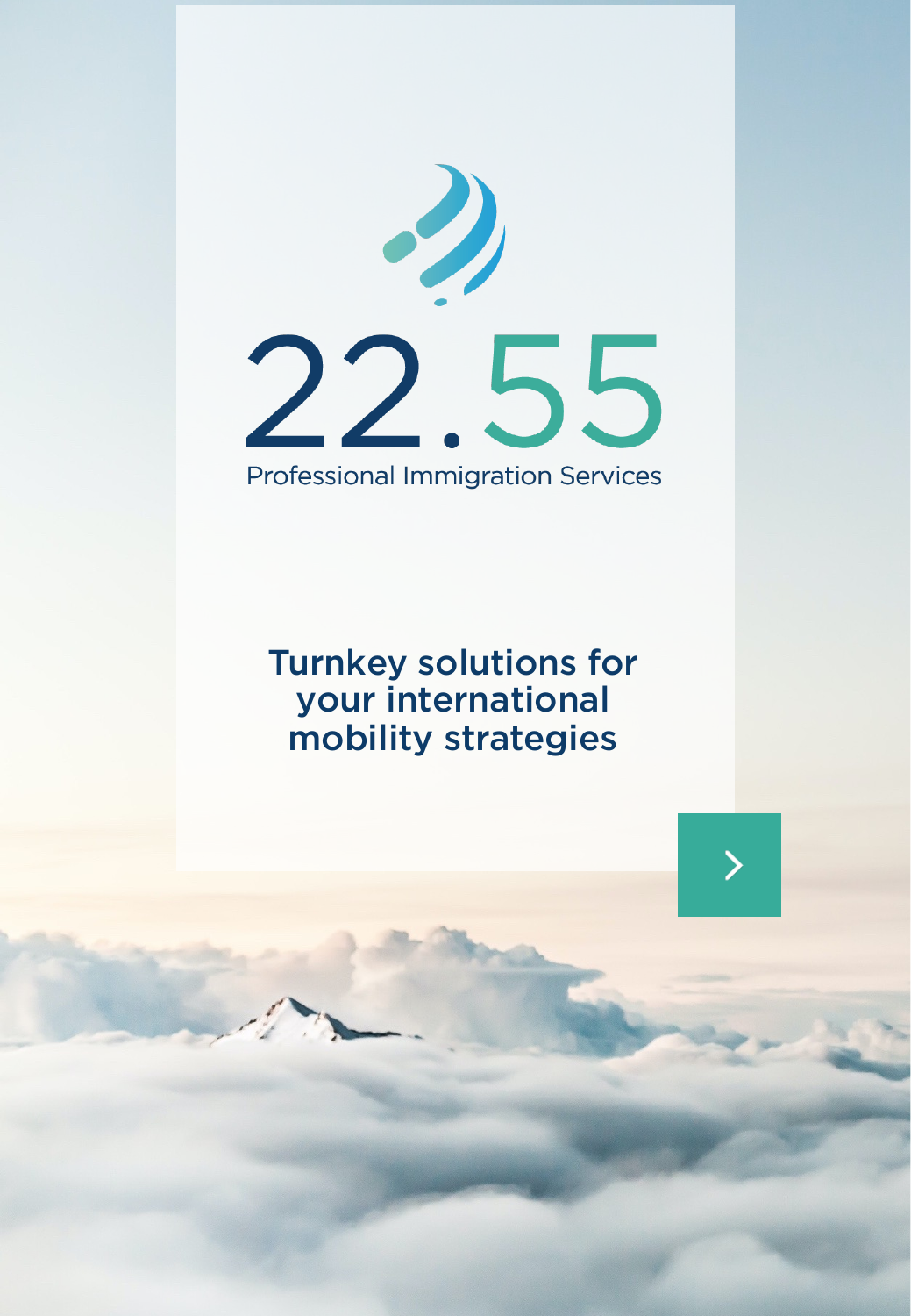# 22.55

Professional Immigration Services

## Turnkey solutions for your international mobility strategies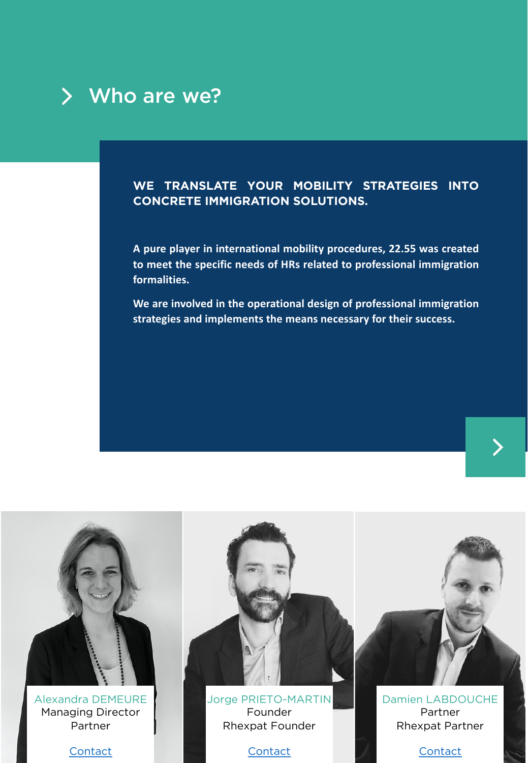## Who are we?

**WE TRANSLATE YOUR MOBILITY STRATEGIES INTO CONCRETE IMMIGRATION SOLUTIONS.**

**A pure player in international mobility procedures, 22.55 was created to meet the specific needs of HRs related to professional immigration formalities.**

**We are involved in the operational design of professional immigration strategies and implements the means necessary for their success.**

Alexandra DEMEURE
Managing Director
Partner

Contact

Jorge PRIETO-MARTIN
Founder
Rhexpat Founder

Contact

Damien LABDOUCHE
Partner
Rhexpat Partner

Contact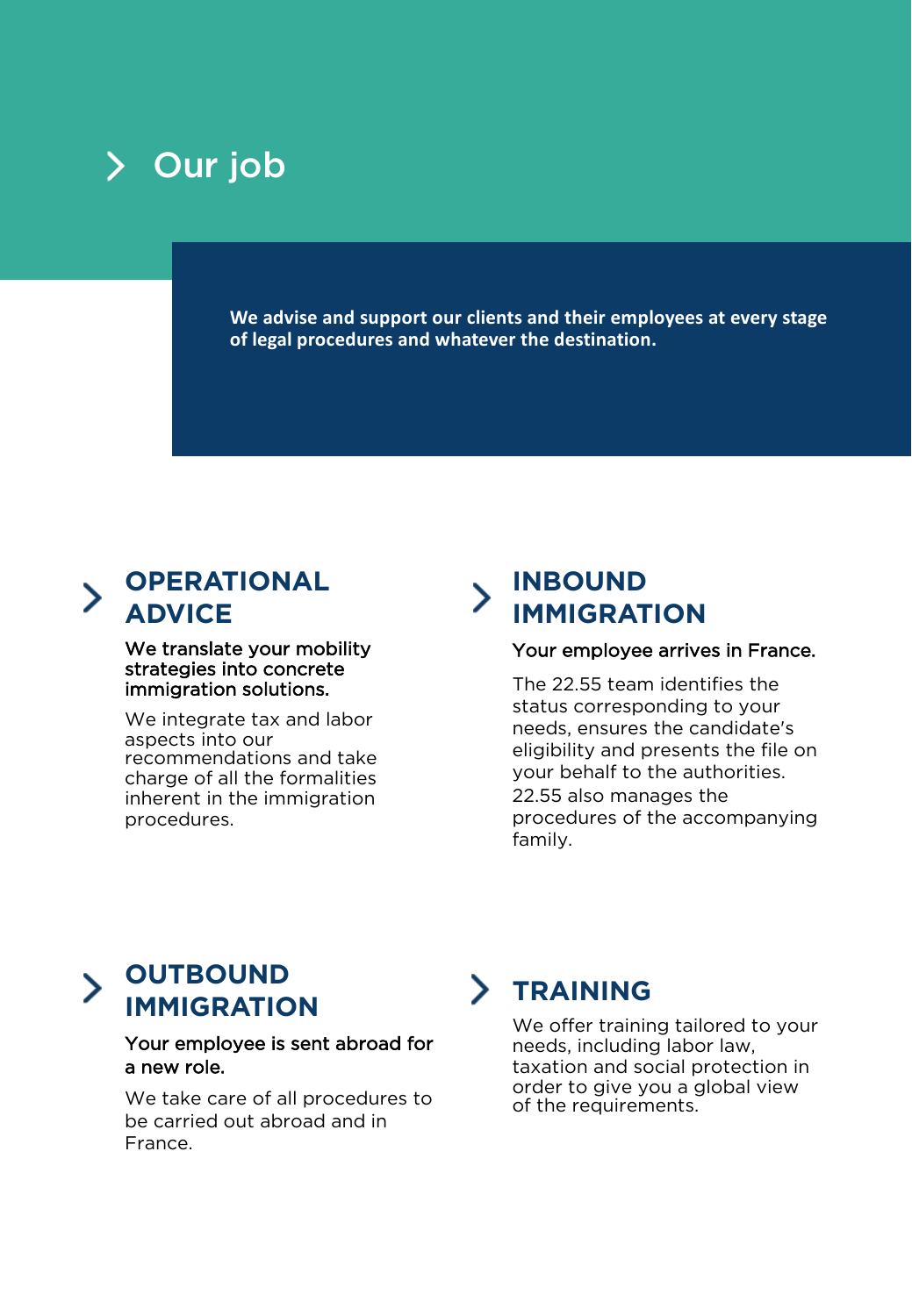# Our job

**We advise and support our clients and their employees at every stage of legal procedures and whatever the destination.**

## OPERATIONAL ADVICE

We translate your mobility strategies into concrete immigration solutions.

We integrate tax and labor aspects into our recommendations and take charge of all the formalities inherent in the immigration procedures.

## INBOUND IMMIGRATION

Your employee arrives in France.

The 22.55 team identifies the status corresponding to your needs, ensures the candidate's eligibility and presents the file on your behalf to the authorities.
22.55 also manages the procedures of the accompanying family.

## OUTBOUND IMMIGRATION

Your employee is sent abroad for a new role.

We take care of all procedures to be carried out abroad and in France.

## TRAINING

We offer training tailored to your needs, including labor law, taxation and social protection in order to give you a global view of the requirements.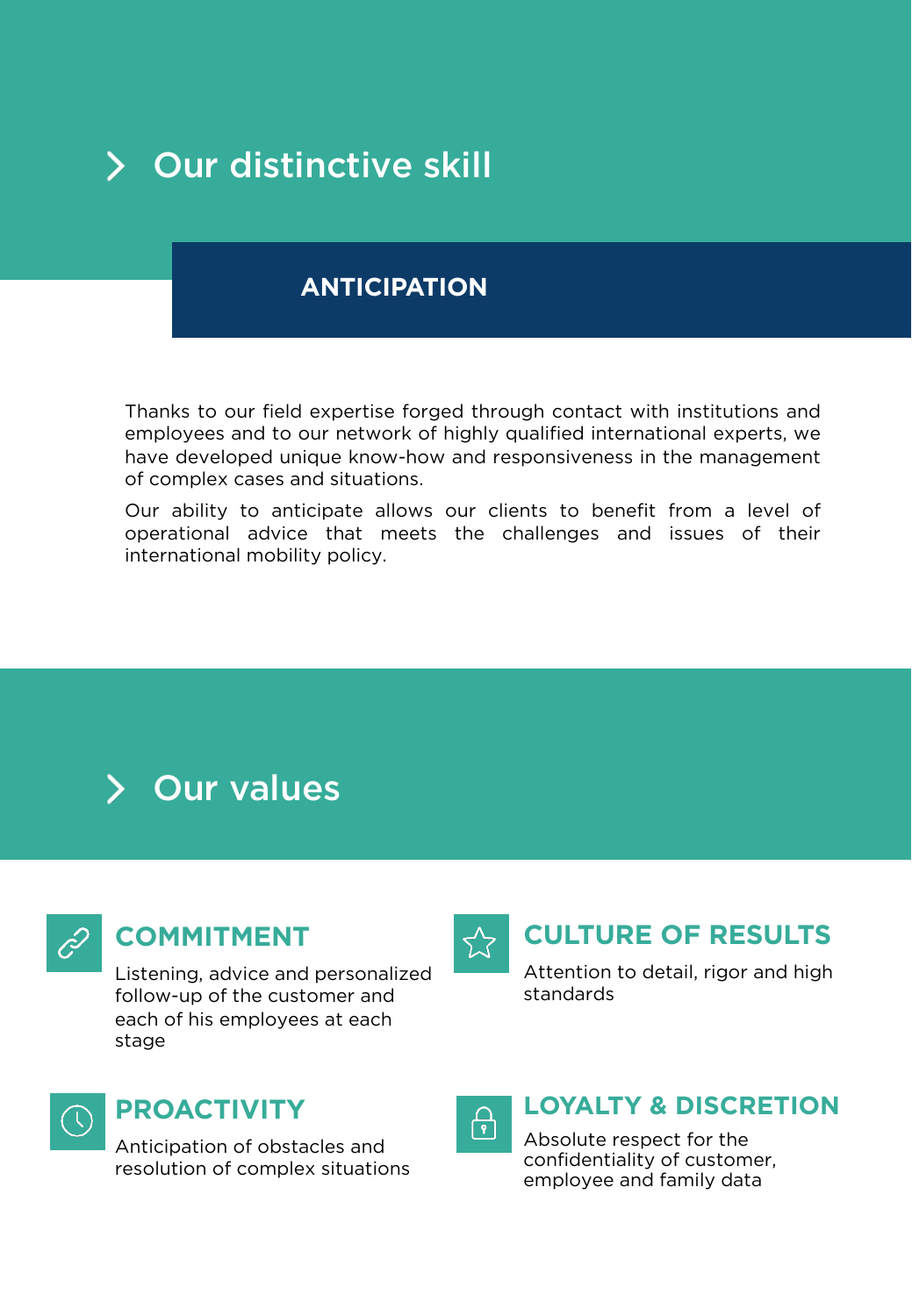## Our distinctive skill

### ANTICIPATION

Thanks to our field expertise forged through contact with institutions and employees and to our network of highly qualified international experts, we have developed unique know-how and responsiveness in the management of complex cases and situations.

Our ability to anticipate allows our clients to benefit from a level of operational advice that meets the challenges and issues of their international mobility policy.

## Our values

### COMMITMENT

Listening, advice and personalized follow-up of the customer and each of his employees at each stage

### CULTURE OF RESULTS

Attention to detail, rigor and high standards

### PROACTIVITY

Anticipation of obstacles and resolution of complex situations

### LOYALTY & DISCRETION

Absolute respect for the confidentiality of customer, employee and family data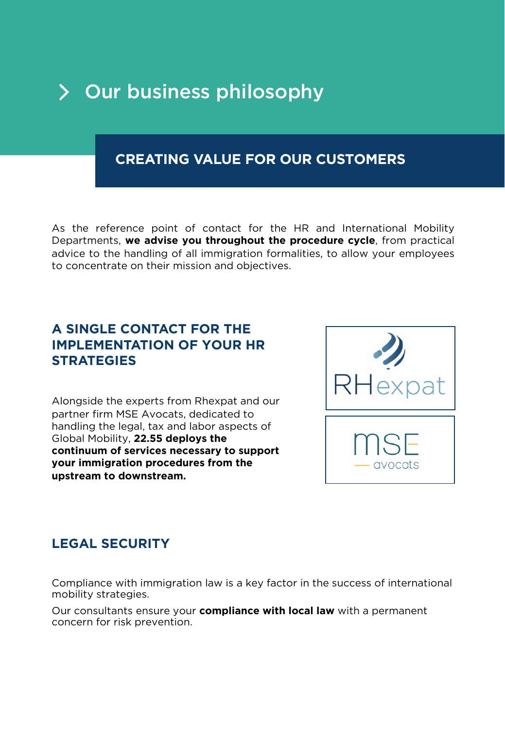# Our business philosophy

## CREATING VALUE FOR OUR CUSTOMERS

As the reference point of contact for the HR and International Mobility Departments, **we advise you throughout the procedure cycle**, from practical advice to the handling of all immigration formalities, to allow your employees to concentrate on their mission and objectives.

## A SINGLE CONTACT FOR THE IMPLEMENTATION OF YOUR HR STRATEGIES

Alongside the experts from Rhexpat and our partner firm MSE Avocats, dedicated to handling the legal, tax and labor aspects of Global Mobility, **22.55 deploys the continuum of services necessary to support your immigration procedures from the upstream to downstream.**

RHexpat

MSE avocats

## LEGAL SECURITY

Compliance with immigration law is a key factor in the success of international mobility strategies.

Our consultants ensure your **compliance with local law** with a permanent concern for risk prevention.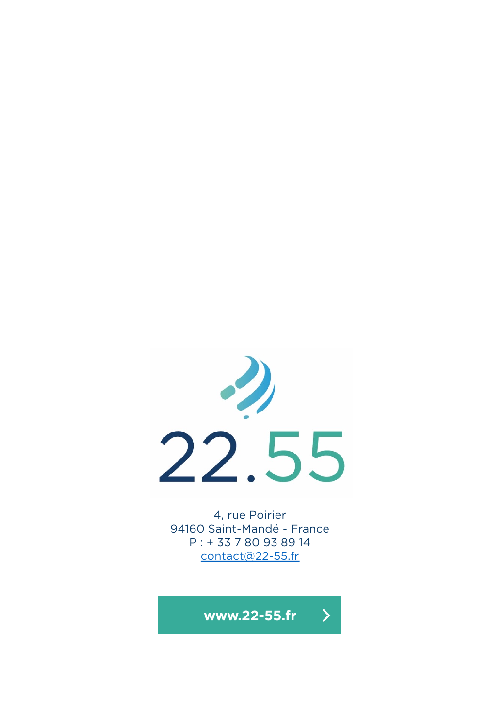22.55

4, rue Poirier
94160 Saint-Mandé - France
P : + 33 7 80 93 89 14
contact@22-55.fr

**www.22-55.fr**